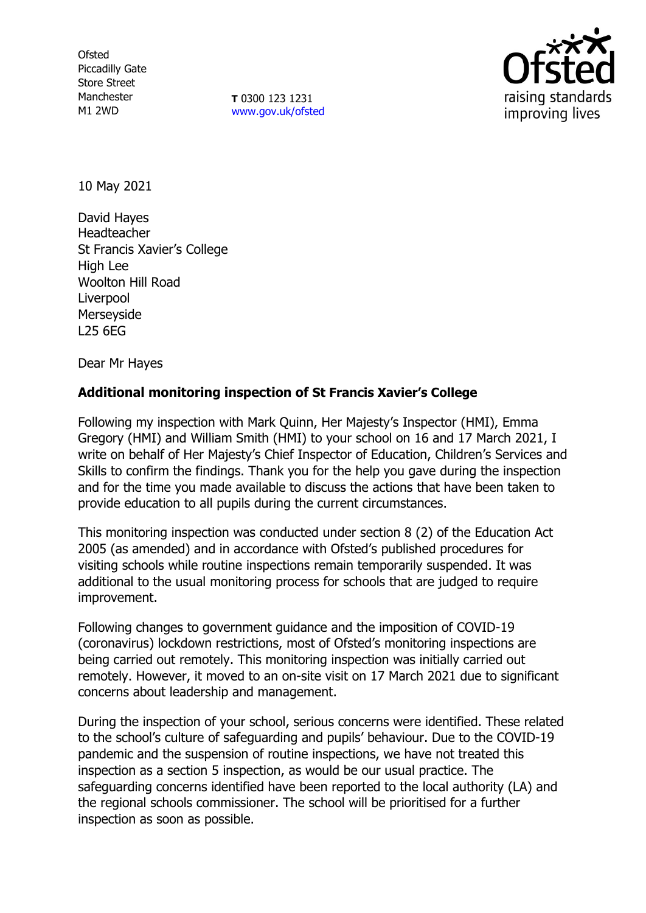Ofsted
Piccadilly Gate
Store Street
Manchester
M1 2WD

**T** 0300 123 1231
www.gov.uk/ofsted

10 May 2021

David Hayes
Headteacher
St Francis Xavier's College
High Lee
Woolton Hill Road
Liverpool
Merseyside
L25 6EG

Dear Mr Hayes

**Additional monitoring inspection of St Francis Xavier's College**

Following my inspection with Mark Quinn, Her Majesty's Inspector (HMI), Emma Gregory (HMI) and William Smith (HMI) to your school on 16 and 17 March 2021, I write on behalf of Her Majesty's Chief Inspector of Education, Children's Services and Skills to confirm the findings. Thank you for the help you gave during the inspection and for the time you made available to discuss the actions that have been taken to provide education to all pupils during the current circumstances.

This monitoring inspection was conducted under section 8 (2) of the Education Act 2005 (as amended) and in accordance with Ofsted's published procedures for visiting schools while routine inspections remain temporarily suspended. It was additional to the usual monitoring process for schools that are judged to require improvement.

Following changes to government guidance and the imposition of COVID-19 (coronavirus) lockdown restrictions, most of Ofsted's monitoring inspections are being carried out remotely. This monitoring inspection was initially carried out remotely. However, it moved to an on-site visit on 17 March 2021 due to significant concerns about leadership and management.

During the inspection of your school, serious concerns were identified. These related to the school's culture of safeguarding and pupils' behaviour. Due to the COVID-19 pandemic and the suspension of routine inspections, we have not treated this inspection as a section 5 inspection, as would be our usual practice. The safeguarding concerns identified have been reported to the local authority (LA) and the regional schools commissioner. The school will be prioritised for a further inspection as soon as possible.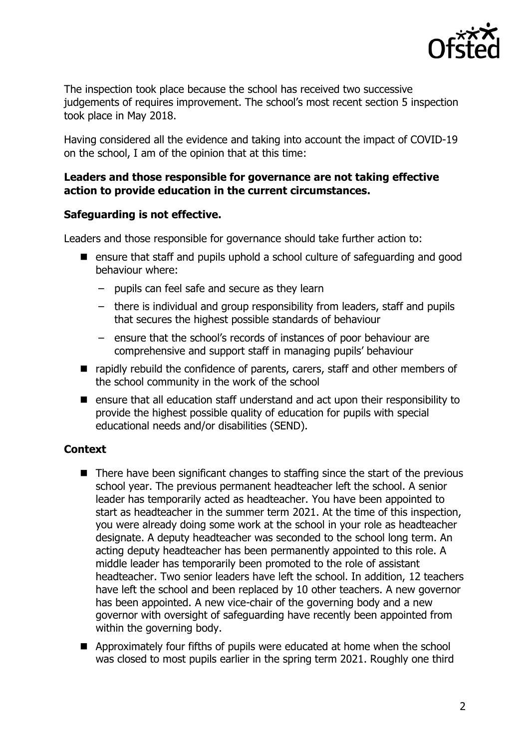The inspection took place because the school has received two successive judgements of requires improvement. The school's most recent section 5 inspection took place in May 2018.

Having considered all the evidence and taking into account the impact of COVID-19 on the school, I am of the opinion that at this time:

**Leaders and those responsible for governance are not taking effective action to provide education in the current circumstances.**

**Safeguarding is not effective.**

Leaders and those responsible for governance should take further action to:

- ensure that staff and pupils uphold a school culture of safeguarding and good behaviour where:
  - pupils can feel safe and secure as they learn
  - there is individual and group responsibility from leaders, staff and pupils that secures the highest possible standards of behaviour
  - ensure that the school's records of instances of poor behaviour are comprehensive and support staff in managing pupils' behaviour
- rapidly rebuild the confidence of parents, carers, staff and other members of the school community in the work of the school
- ensure that all education staff understand and act upon their responsibility to provide the highest possible quality of education for pupils with special educational needs and/or disabilities (SEND).

## Context

- There have been significant changes to staffing since the start of the previous school year. The previous permanent headteacher left the school. A senior leader has temporarily acted as headteacher. You have been appointed to start as headteacher in the summer term 2021. At the time of this inspection, you were already doing some work at the school in your role as headteacher designate. A deputy headteacher was seconded to the school long term. An acting deputy headteacher has been permanently appointed to this role. A middle leader has temporarily been promoted to the role of assistant headteacher. Two senior leaders have left the school. In addition, 12 teachers have left the school and been replaced by 10 other teachers. A new governor has been appointed. A new vice-chair of the governing body and a new governor with oversight of safeguarding have recently been appointed from within the governing body.
- Approximately four fifths of pupils were educated at home when the school was closed to most pupils earlier in the spring term 2021. Roughly one third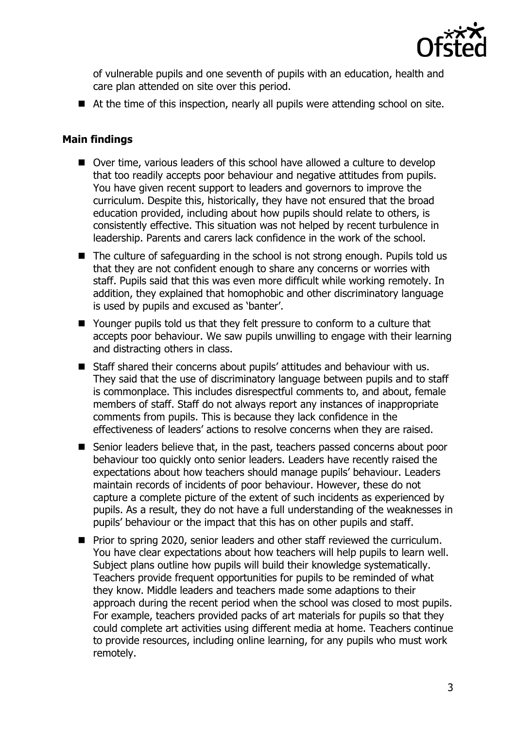of vulnerable pupils and one seventh of pupils with an education, health and care plan attended on site over this period.

- At the time of this inspection, nearly all pupils were attending school on site.

### Main findings

- Over time, various leaders of this school have allowed a culture to develop that too readily accepts poor behaviour and negative attitudes from pupils. You have given recent support to leaders and governors to improve the curriculum. Despite this, historically, they have not ensured that the broad education provided, including about how pupils should relate to others, is consistently effective. This situation was not helped by recent turbulence in leadership. Parents and carers lack confidence in the work of the school.
- The culture of safeguarding in the school is not strong enough. Pupils told us that they are not confident enough to share any concerns or worries with staff. Pupils said that this was even more difficult while working remotely. In addition, they explained that homophobic and other discriminatory language is used by pupils and excused as 'banter'.
- Younger pupils told us that they felt pressure to conform to a culture that accepts poor behaviour. We saw pupils unwilling to engage with their learning and distracting others in class.
- Staff shared their concerns about pupils' attitudes and behaviour with us. They said that the use of discriminatory language between pupils and to staff is commonplace. This includes disrespectful comments to, and about, female members of staff. Staff do not always report any instances of inappropriate comments from pupils. This is because they lack confidence in the effectiveness of leaders' actions to resolve concerns when they are raised.
- Senior leaders believe that, in the past, teachers passed concerns about poor behaviour too quickly onto senior leaders. Leaders have recently raised the expectations about how teachers should manage pupils' behaviour. Leaders maintain records of incidents of poor behaviour. However, these do not capture a complete picture of the extent of such incidents as experienced by pupils. As a result, they do not have a full understanding of the weaknesses in pupils' behaviour or the impact that this has on other pupils and staff.
- Prior to spring 2020, senior leaders and other staff reviewed the curriculum. You have clear expectations about how teachers will help pupils to learn well. Subject plans outline how pupils will build their knowledge systematically. Teachers provide frequent opportunities for pupils to be reminded of what they know. Middle leaders and teachers made some adaptions to their approach during the recent period when the school was closed to most pupils. For example, teachers provided packs of art materials for pupils so that they could complete art activities using different media at home. Teachers continue to provide resources, including online learning, for any pupils who must work remotely.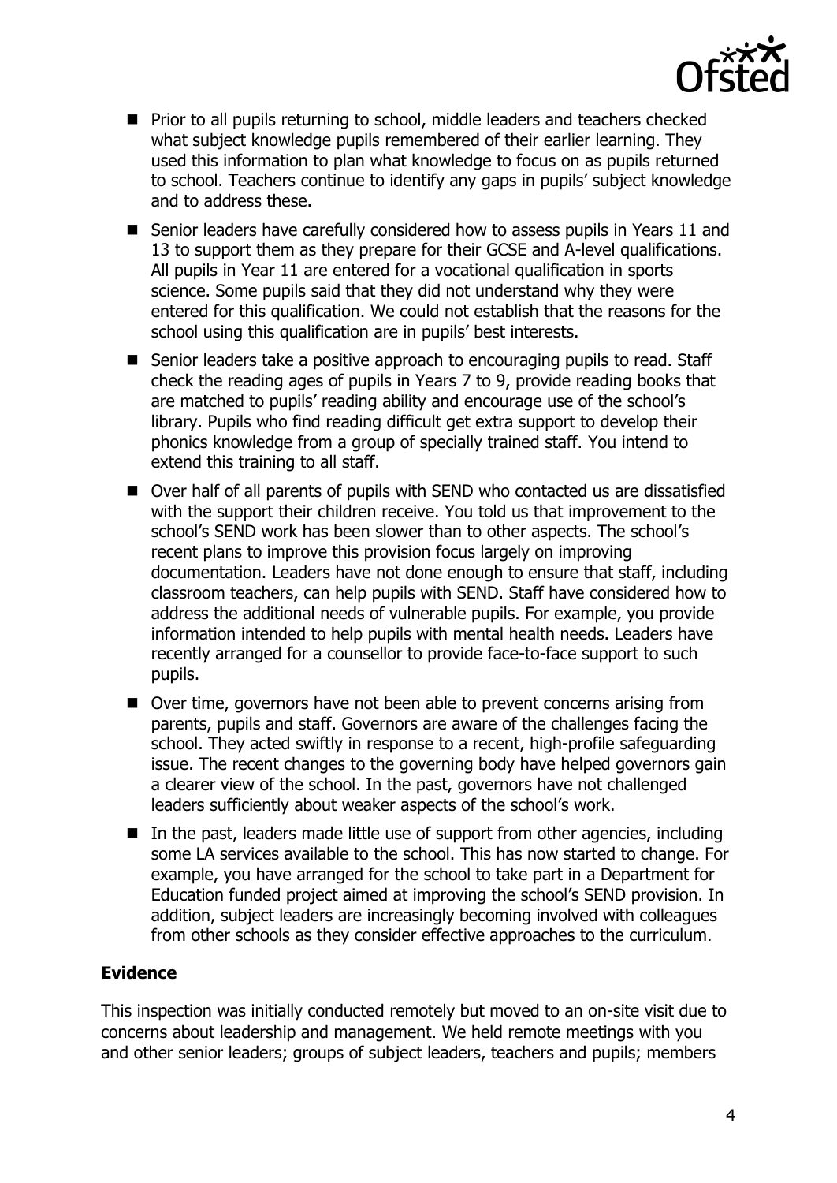- Prior to all pupils returning to school, middle leaders and teachers checked what subject knowledge pupils remembered of their earlier learning. They used this information to plan what knowledge to focus on as pupils returned to school. Teachers continue to identify any gaps in pupils' subject knowledge and to address these.
- Senior leaders have carefully considered how to assess pupils in Years 11 and 13 to support them as they prepare for their GCSE and A-level qualifications. All pupils in Year 11 are entered for a vocational qualification in sports science. Some pupils said that they did not understand why they were entered for this qualification. We could not establish that the reasons for the school using this qualification are in pupils' best interests.
- Senior leaders take a positive approach to encouraging pupils to read. Staff check the reading ages of pupils in Years 7 to 9, provide reading books that are matched to pupils' reading ability and encourage use of the school's library. Pupils who find reading difficult get extra support to develop their phonics knowledge from a group of specially trained staff. You intend to extend this training to all staff.
- Over half of all parents of pupils with SEND who contacted us are dissatisfied with the support their children receive. You told us that improvement to the school's SEND work has been slower than to other aspects. The school's recent plans to improve this provision focus largely on improving documentation. Leaders have not done enough to ensure that staff, including classroom teachers, can help pupils with SEND. Staff have considered how to address the additional needs of vulnerable pupils. For example, you provide information intended to help pupils with mental health needs. Leaders have recently arranged for a counsellor to provide face-to-face support to such pupils.
- Over time, governors have not been able to prevent concerns arising from parents, pupils and staff. Governors are aware of the challenges facing the school. They acted swiftly in response to a recent, high-profile safeguarding issue. The recent changes to the governing body have helped governors gain a clearer view of the school. In the past, governors have not challenged leaders sufficiently about weaker aspects of the school's work.
- In the past, leaders made little use of support from other agencies, including some LA services available to the school. This has now started to change. For example, you have arranged for the school to take part in a Department for Education funded project aimed at improving the school's SEND provision. In addition, subject leaders are increasingly becoming involved with colleagues from other schools as they consider effective approaches to the curriculum.

## Evidence

This inspection was initially conducted remotely but moved to an on-site visit due to concerns about leadership and management. We held remote meetings with you and other senior leaders; groups of subject leaders, teachers and pupils; members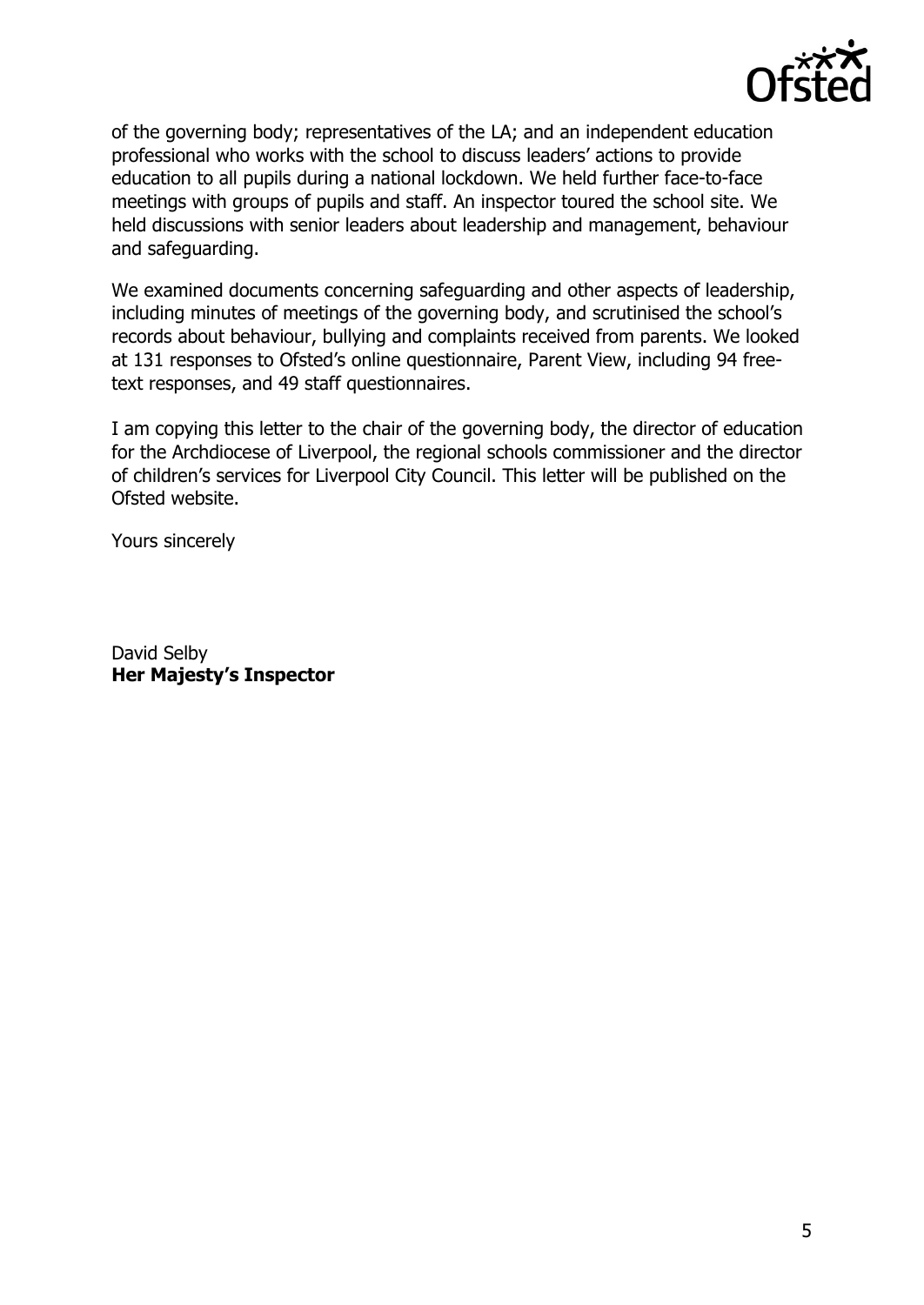of the governing body; representatives of the LA; and an independent education professional who works with the school to discuss leaders' actions to provide education to all pupils during a national lockdown. We held further face-to-face meetings with groups of pupils and staff. An inspector toured the school site. We held discussions with senior leaders about leadership and management, behaviour and safeguarding.

We examined documents concerning safeguarding and other aspects of leadership, including minutes of meetings of the governing body, and scrutinised the school's records about behaviour, bullying and complaints received from parents. We looked at 131 responses to Ofsted's online questionnaire, Parent View, including 94 free-text responses, and 49 staff questionnaires.

I am copying this letter to the chair of the governing body, the director of education for the Archdiocese of Liverpool, the regional schools commissioner and the director of children's services for Liverpool City Council. This letter will be published on the Ofsted website.

Yours sincerely

David Selby
**Her Majesty's Inspector**